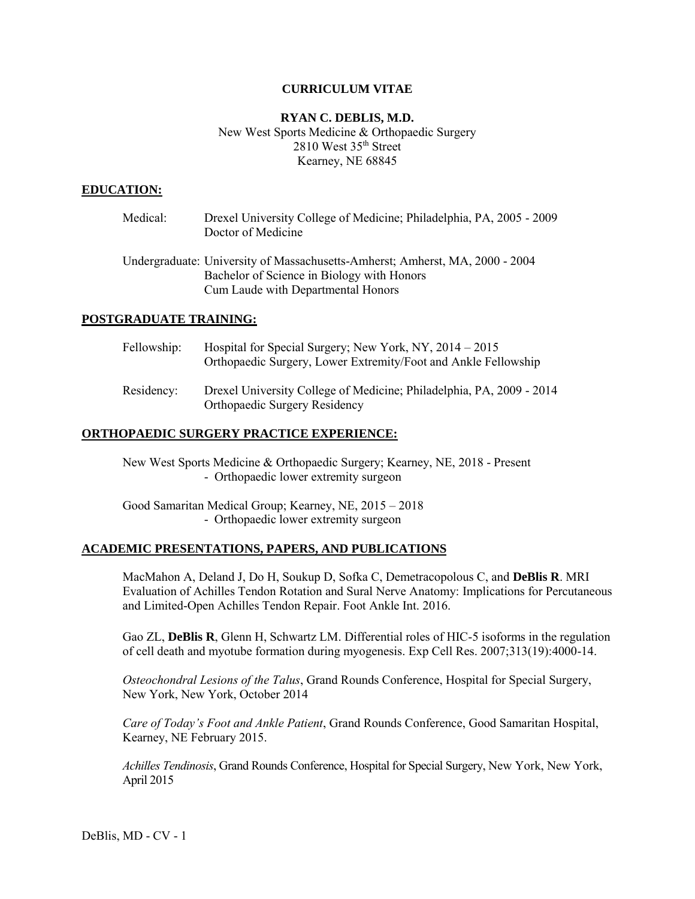# CURRICULUM VITAE

**RYAN C. DEBLIS, M.D.**
New West Sports Medicine & Orthopaedic Surgery
2810 West 35th Street
Kearney, NE 68845

## EDUCATION:

Medical: Drexel University College of Medicine; Philadelphia, PA, 2005 - 2009
Doctor of Medicine

Undergraduate: University of Massachusetts-Amherst; Amherst, MA, 2000 - 2004
Bachelor of Science in Biology with Honors
Cum Laude with Departmental Honors

## POSTGRADUATE TRAINING:

Fellowship: Hospital for Special Surgery; New York, NY, 2014 – 2015
Orthopaedic Surgery, Lower Extremity/Foot and Ankle Fellowship

Residency: Drexel University College of Medicine; Philadelphia, PA, 2009 - 2014
Orthopaedic Surgery Residency

## ORTHOPAEDIC SURGERY PRACTICE EXPERIENCE:

New West Sports Medicine & Orthopaedic Surgery; Kearney, NE, 2018 - Present
- Orthopaedic lower extremity surgeon

Good Samaritan Medical Group; Kearney, NE, 2015 – 2018
- Orthopaedic lower extremity surgeon

## ACADEMIC PRESENTATIONS, PAPERS, AND PUBLICATIONS

MacMahon A, Deland J, Do H, Soukup D, Sofka C, Demetracopolous C, and **DeBlis R**. MRI Evaluation of Achilles Tendon Rotation and Sural Nerve Anatomy: Implications for Percutaneous and Limited-Open Achilles Tendon Repair. Foot Ankle Int. 2016.

Gao ZL, **DeBlis R**, Glenn H, Schwartz LM. Differential roles of HIC-5 isoforms in the regulation of cell death and myotube formation during myogenesis. Exp Cell Res. 2007;313(19):4000-14.

*Osteochondral Lesions of the Talus*, Grand Rounds Conference, Hospital for Special Surgery, New York, New York, October 2014

*Care of Today's Foot and Ankle Patient*, Grand Rounds Conference, Good Samaritan Hospital, Kearney, NE February 2015.

*Achilles Tendinosis*, Grand Rounds Conference, Hospital for Special Surgery, New York, New York, April 2015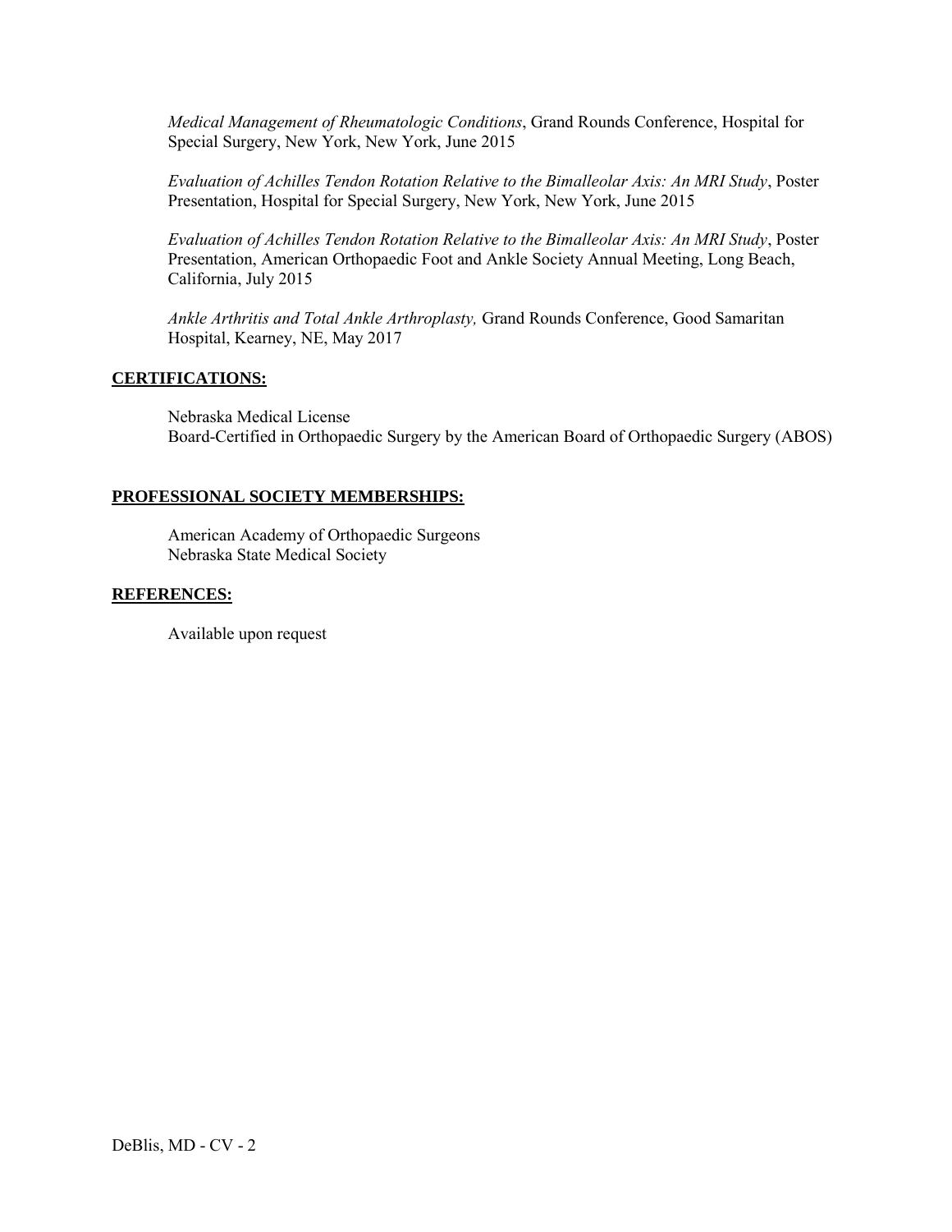*Medical Management of Rheumatologic Conditions*, Grand Rounds Conference, Hospital for Special Surgery, New York, New York, June 2015

*Evaluation of Achilles Tendon Rotation Relative to the Bimalleolar Axis: An MRI Study*, Poster Presentation, Hospital for Special Surgery, New York, New York, June 2015

*Evaluation of Achilles Tendon Rotation Relative to the Bimalleolar Axis: An MRI Study*, Poster Presentation, American Orthopaedic Foot and Ankle Society Annual Meeting, Long Beach, California, July 2015

*Ankle Arthritis and Total Ankle Arthroplasty,* Grand Rounds Conference, Good Samaritan Hospital, Kearney, NE, May 2017

## CERTIFICATIONS:

Nebraska Medical License
Board-Certified in Orthopaedic Surgery by the American Board of Orthopaedic Surgery (ABOS)

## PROFESSIONAL SOCIETY MEMBERSHIPS:

American Academy of Orthopaedic Surgeons
Nebraska State Medical Society

## REFERENCES:

Available upon request